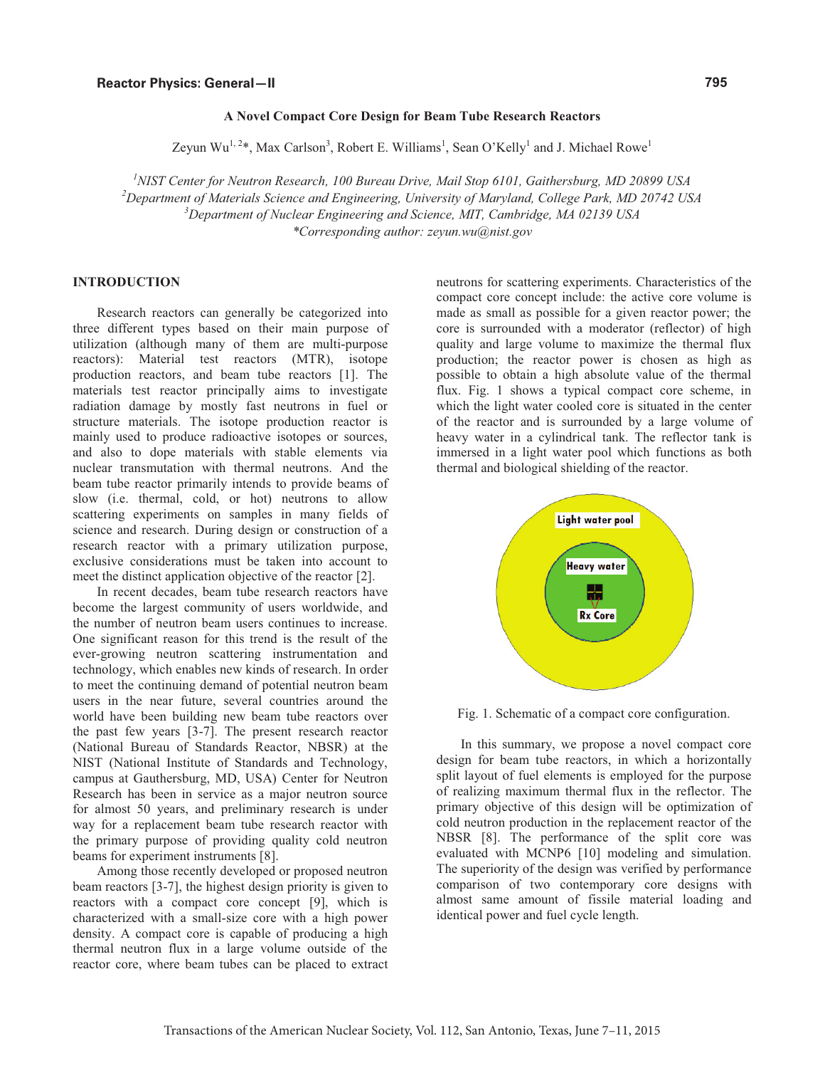# A Novel Compact Core Design for Beam Tube Research Reactors

Zeyun Wu[1, 2]*, Max Carlson[3], Robert E. Williams[1], Sean O'Kelly[1] and J. Michael Rowe[1]

[1] *NIST Center for Neutron Research, 100 Bureau Drive, Mail Stop 6101, Gaithersburg, MD 20899 USA*
[2] *Department of Materials Science and Engineering, University of Maryland, College Park, MD 20742 USA*
[3] *Department of Nuclear Engineering and Science, MIT, Cambridge, MA 02139 USA*
*\*Corresponding author: zeyun.wu@nist.gov*

## INTRODUCTION

Research reactors can generally be categorized into three different types based on their main purpose of utilization (although many of them are multi-purpose reactors): Material test reactors (MTR), isotope production reactors, and beam tube reactors [1]. The materials test reactor principally aims to investigate radiation damage by mostly fast neutrons in fuel or structure materials. The isotope production reactor is mainly used to produce radioactive isotopes or sources, and also to dope materials with stable elements via nuclear transmutation with thermal neutrons. And the beam tube reactor primarily intends to provide beams of slow (i.e. thermal, cold, or hot) neutrons to allow scattering experiments on samples in many fields of science and research. During design or construction of a research reactor with a primary utilization purpose, exclusive considerations must be taken into account to meet the distinct application objective of the reactor [2].

In recent decades, beam tube research reactors have become the largest community of users worldwide, and the number of neutron beam users continues to increase. One significant reason for this trend is the result of the ever-growing neutron scattering instrumentation and technology, which enables new kinds of research. In order to meet the continuing demand of potential neutron beam users in the near future, several countries around the world have been building new beam tube reactors over the past few years [3-7]. The present research reactor (National Bureau of Standards Reactor, NBSR) at the NIST (National Institute of Standards and Technology, campus at Gauthersburg, MD, USA) Center for Neutron Research has been in service as a major neutron source for almost 50 years, and preliminary research is under way for a replacement beam tube research reactor with the primary purpose of providing quality cold neutron beams for experiment instruments [8].

Among those recently developed or proposed neutron beam reactors [3-7], the highest design priority is given to reactors with a compact core concept [9], which is characterized with a small-size core with a high power density. A compact core is capable of producing a high thermal neutron flux in a large volume outside of the reactor core, where beam tubes can be placed to extract neutrons for scattering experiments. Characteristics of the compact core concept include: the active core volume is made as small as possible for a given reactor power; the core is surrounded with a moderator (reflector) of high quality and large volume to maximize the thermal flux production; the reactor power is chosen as high as possible to obtain a high absolute value of the thermal flux. Fig. 1 shows a typical compact core scheme, in which the light water cooled core is situated in the center of the reactor and is surrounded by a large volume of heavy water in a cylindrical tank. The reflector tank is immersed in a light water pool which functions as both thermal and biological shielding of the reactor.

Fig. 1. Schematic of a compact core configuration.

In this summary, we propose a novel compact core design for beam tube reactors, in which a horizontally split layout of fuel elements is employed for the purpose of realizing maximum thermal flux in the reflector. The primary objective of this design will be optimization of cold neutron production in the replacement reactor of the NBSR [8]. The performance of the split core was evaluated with MCNP6 [10] modeling and simulation. The superiority of the design was verified by performance comparison of two contemporary core designs with almost same amount of fissile material loading and identical power and fuel cycle length.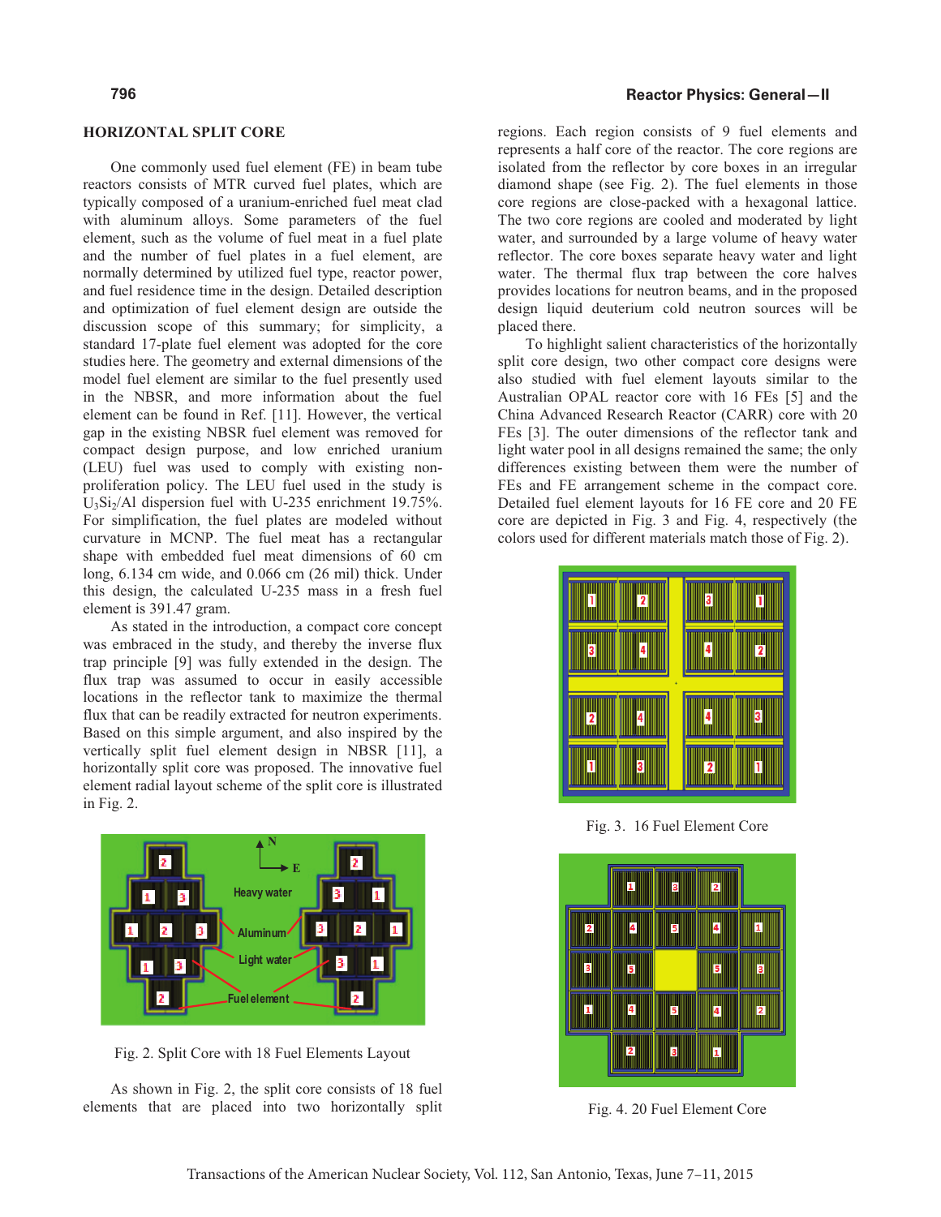## HORIZONTAL SPLIT CORE

One commonly used fuel element (FE) in beam tube reactors consists of MTR curved fuel plates, which are typically composed of a uranium-enriched fuel meat clad with aluminum alloys. Some parameters of the fuel element, such as the volume of fuel meat in a fuel plate and the number of fuel plates in a fuel element, are normally determined by utilized fuel type, reactor power, and fuel residence time in the design. Detailed description and optimization of fuel element design are outside the discussion scope of this summary; for simplicity, a standard 17-plate fuel element was adopted for the core studies here. The geometry and external dimensions of the model fuel element are similar to the fuel presently used in the NBSR, and more information about the fuel element can be found in Ref. [11]. However, the vertical gap in the existing NBSR fuel element was removed for compact design purpose, and low enriched uranium (LEU) fuel was used to comply with existing non-proliferation policy. The LEU fuel used in the study is $U_3Si_2$/Al dispersion fuel with U-235 enrichment 19.75%. For simplification, the fuel plates are modeled without curvature in MCNP. The fuel meat has a rectangular shape with embedded fuel meat dimensions of 60 cm long, 6.134 cm wide, and 0.066 cm (26 mil) thick. Under this design, the calculated U-235 mass in a fresh fuel element is 391.47 gram.

As stated in the introduction, a compact core concept was embraced in the study, and thereby the inverse flux trap principle [9] was fully extended in the design. The flux trap was assumed to occur in easily accessible locations in the reflector tank to maximize the thermal flux that can be readily extracted for neutron experiments. Based on this simple argument, and also inspired by the vertically split fuel element design in NBSR [11], a horizontally split core was proposed. The innovative fuel element radial layout scheme of the split core is illustrated in Fig. 2.

Fig. 2. Split Core with 18 Fuel Elements Layout

As shown in Fig. 2, the split core consists of 18 fuel elements that are placed into two horizontally split regions. Each region consists of 9 fuel elements and represents a half core of the reactor. The core regions are isolated from the reflector by core boxes in an irregular diamond shape (see Fig. 2). The fuel elements in those core regions are close-packed with a hexagonal lattice. The two core regions are cooled and moderated by light water, and surrounded by a large volume of heavy water reflector. The core boxes separate heavy water and light water. The thermal flux trap between the core halves provides locations for neutron beams, and in the proposed design liquid deuterium cold neutron sources will be placed there.

To highlight salient characteristics of the horizontally split core design, two other compact core designs were also studied with fuel element layouts similar to the Australian OPAL reactor core with 16 FEs [5] and the China Advanced Research Reactor (CARR) core with 20 FEs [3]. The outer dimensions of the reflector tank and light water pool in all designs remained the same; the only differences existing between them were the number of FEs and FE arrangement scheme in the compact core. Detailed fuel element layouts for 16 FE core and 20 FE core are depicted in Fig. 3 and Fig. 4, respectively (the colors used for different materials match those of Fig. 2).

Fig. 3. 16 Fuel Element Core

Fig. 4. 20 Fuel Element Core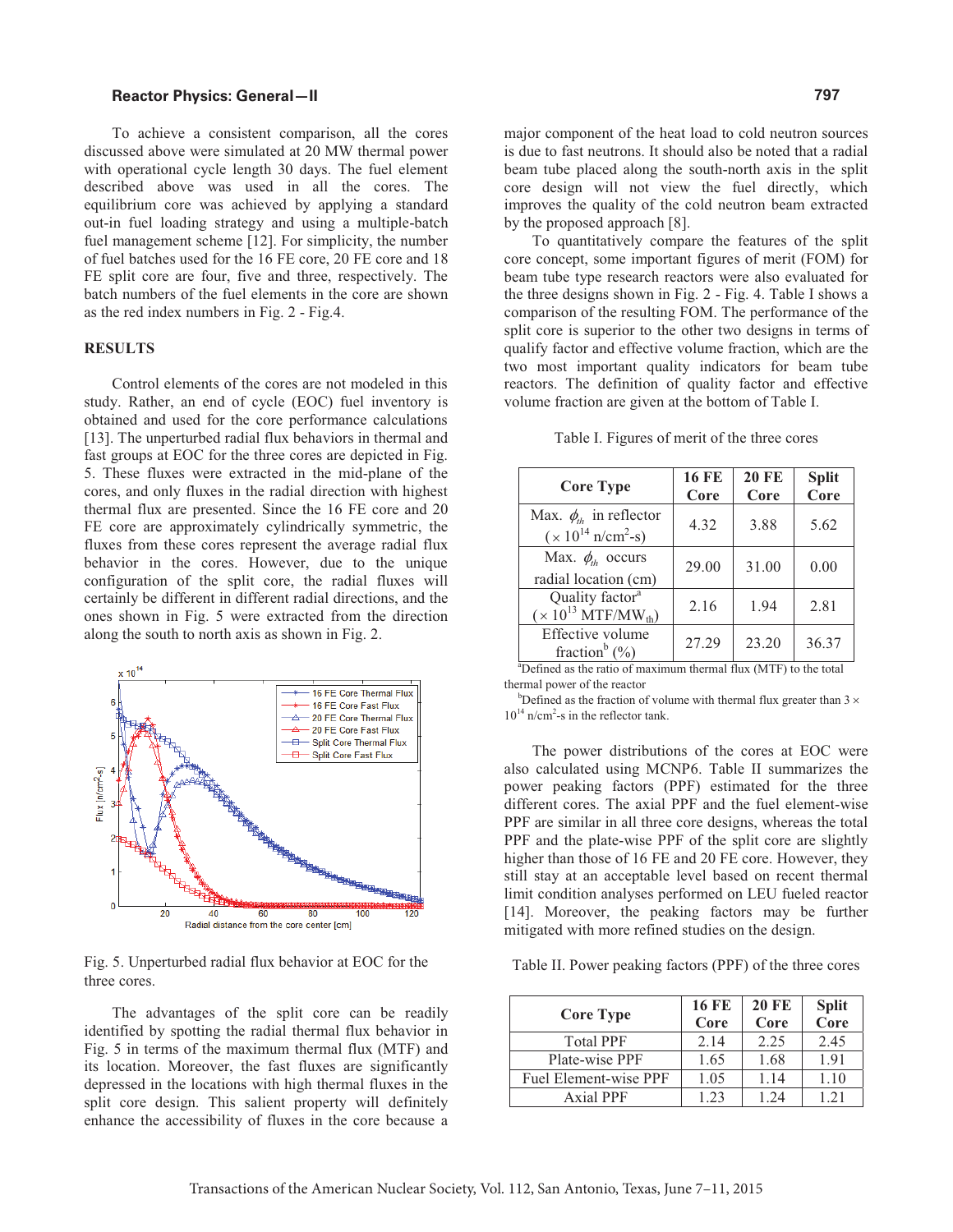To achieve a consistent comparison, all the cores discussed above were simulated at 20 MW thermal power with operational cycle length 30 days. The fuel element described above was used in all the cores. The equilibrium core was achieved by applying a standard out-in fuel loading strategy and using a multiple-batch fuel management scheme [12]. For simplicity, the number of fuel batches used for the 16 FE core, 20 FE core and 18 FE split core are four, five and three, respectively. The batch numbers of the fuel elements in the core are shown as the red index numbers in Fig. 2 - Fig.4.

## RESULTS

Control elements of the cores are not modeled in this study. Rather, an end of cycle (EOC) fuel inventory is obtained and used for the core performance calculations [13]. The unperturbed radial flux behaviors in thermal and fast groups at EOC for the three cores are depicted in Fig. 5. These fluxes were extracted in the mid-plane of the cores, and only fluxes in the radial direction with highest thermal flux are presented. Since the 16 FE core and 20 FE core are approximately cylindrically symmetric, the fluxes from these cores represent the average radial flux behavior in the cores. However, due to the unique configuration of the split core, the radial fluxes will certainly be different in different radial directions, and the ones shown in Fig. 5 were extracted from the direction along the south to north axis as shown in Fig. 2.

Fig. 5. Unperturbed radial flux behavior at EOC for the three cores.

The advantages of the split core can be readily identified by spotting the radial thermal flux behavior in Fig. 5 in terms of the maximum thermal flux (MTF) and its location. Moreover, the fast fluxes are significantly depressed in the locations with high thermal fluxes in the split core design. This salient property will definitely enhance the accessibility of fluxes in the core because a major component of the heat load to cold neutron sources is due to fast neutrons. It should also be noted that a radial beam tube placed along the south-north axis in the split core design will not view the fuel directly, which improves the quality of the cold neutron beam extracted by the proposed approach [8].

To quantitatively compare the features of the split core concept, some important figures of merit (FOM) for beam tube type research reactors were also evaluated for the three designs shown in Fig. 2 - Fig. 4. Table I shows a comparison of the resulting FOM. The performance of the split core is superior to the other two designs in terms of qualify factor and effective volume fraction, which are the two most important quality indicators for beam tube reactors. The definition of quality factor and effective volume fraction are given at the bottom of Table I.

Table I. Figures of merit of the three cores

| Core Type | 16 FE Core | 20 FE Core | Split Core |
|---|---|---|---|
| Max. $\phi_{th}$ in reflector ($\times 10^{14}$ n/cm$^2$-s) | 4.32 | 3.88 | 5.62 |
| Max. $\phi_{th}$ occurs radial location (cm) | 29.00 | 31.00 | 0.00 |
| Quality factor[a] ($\times 10^{13}$ MTF/MW$_{th}$) | 2.16 | 1.94 | 2.81 |
| Effective volume fraction[b] (%) | 27.29 | 23.20 | 36.37 |

[a]Defined as the ratio of maximum thermal flux (MTF) to the total thermal power of the reactor

[b]Defined as the fraction of volume with thermal flux greater than $3 \times 10^{14}$ n/cm$^2$-s in the reflector tank.

The power distributions of the cores at EOC were also calculated using MCNP6. Table II summarizes the power peaking factors (PPF) estimated for the three different cores. The axial PPF and the fuel element-wise PPF are similar in all three core designs, whereas the total PPF and the plate-wise PPF of the split core are slightly higher than those of 16 FE and 20 FE core. However, they still stay at an acceptable level based on recent thermal limit condition analyses performed on LEU fueled reactor [14]. Moreover, the peaking factors may be further mitigated with more refined studies on the design.

Table II. Power peaking factors (PPF) of the three cores

| Core Type | 16 FE Core | 20 FE Core | Split Core |
|---|---|---|---|
| Total PPF | 2.14 | 2.25 | 2.45 |
| Plate-wise PPF | 1.65 | 1.68 | 1.91 |
| Fuel Element-wise PPF | 1.05 | 1.14 | 1.10 |
| Axial PPF | 1.23 | 1.24 | 1.21 |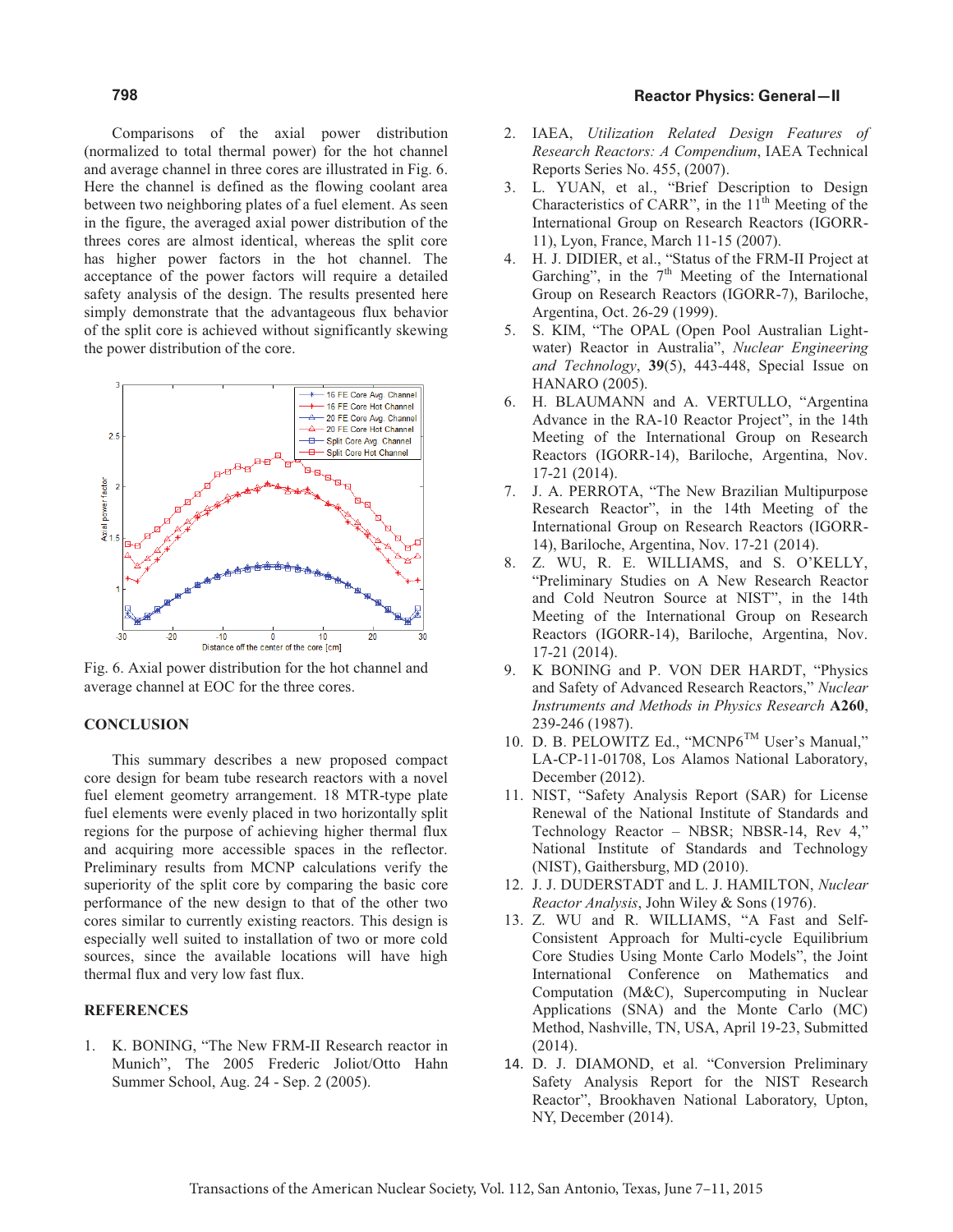Comparisons of the axial power distribution (normalized to total thermal power) for the hot channel and average channel in three cores are illustrated in Fig. 6. Here the channel is defined as the flowing coolant area between two neighboring plates of a fuel element. As seen in the figure, the averaged axial power distribution of the threes cores are almost identical, whereas the split core has higher power factors in the hot channel. The acceptance of the power factors will require a detailed safety analysis of the design. The results presented here simply demonstrate that the advantageous flux behavior of the split core is achieved without significantly skewing the power distribution of the core.

16 FE Core Avg. Channel
16 FE Core Hot Channel
20 FE Core Avg. Channel
20 FE Core Hot Channel
Split Core Avg. Channel
Split Core Hot Channel

Axial power factor

3
2.5
2
1.5
1

-30 -20 -10 0 10 20 30

Distance off the center of the core [cm]

Fig. 6. Axial power distribution for the hot channel and average channel at EOC for the three cores.

## CONCLUSION

This summary describes a new proposed compact core design for beam tube research reactors with a novel fuel element geometry arrangement. 18 MTR-type plate fuel elements were evenly placed in two horizontally split regions for the purpose of achieving higher thermal flux and acquiring more accessible spaces in the reflector. Preliminary results from MCNP calculations verify the superiority of the split core by comparing the basic core performance of the new design to that of the other two cores similar to currently existing reactors. This design is especially well suited to installation of two or more cold sources, since the available locations will have high thermal flux and very low fast flux.

## REFERENCES

1. K. BONING, "The New FRM-II Research reactor in Munich", The 2005 Frederic Joliot/Otto Hahn Summer School, Aug. 24 - Sep. 2 (2005).
2. IAEA, *Utilization Related Design Features of Research Reactors: A Compendium*, IAEA Technical Reports Series No. 455, (2007).
3. L. YUAN, et al., "Brief Description to Design Characteristics of CARR", in the 11th Meeting of the International Group on Research Reactors (IGORR-11), Lyon, France, March 11-15 (2007).
4. H. J. DIDIER, et al., "Status of the FRM-II Project at Garching", in the 7th Meeting of the International Group on Research Reactors (IGORR-7), Bariloche, Argentina, Oct. 26-29 (1999).
5. S. KIM, "The OPAL (Open Pool Australian Light-water) Reactor in Australia", *Nuclear Engineering and Technology*, **39**(5), 443-448, Special Issue on HANARO (2005).
6. H. BLAUMANN and A. VERTULLO, "Argentina Advance in the RA-10 Reactor Project", in the 14th Meeting of the International Group on Research Reactors (IGORR-14), Bariloche, Argentina, Nov. 17-21 (2014).
7. J. A. PERROTA, "The New Brazilian Multipurpose Research Reactor", in the 14th Meeting of the International Group on Research Reactors (IGORR-14), Bariloche, Argentina, Nov. 17-21 (2014).
8. Z. WU, R. E. WILLIAMS, and S. O'KELLY, "Preliminary Studies on A New Research Reactor and Cold Neutron Source at NIST", in the 14th Meeting of the International Group on Research Reactors (IGORR-14), Bariloche, Argentina, Nov. 17-21 (2014).
9. K BONING and P. VON DER HARDT, "Physics and Safety of Advanced Research Reactors," *Nuclear Instruments and Methods in Physics Research* **A260**, 239-246 (1987).
10. D. B. PELOWITZ Ed., "MCNP6™ User's Manual," LA-CP-11-01708, Los Alamos National Laboratory, December (2012).
11. NIST, "Safety Analysis Report (SAR) for License Renewal of the National Institute of Standards and Technology Reactor – NBSR; NBSR-14, Rev 4," National Institute of Standards and Technology (NIST), Gaithersburg, MD (2010).
12. J. J. DUDERSTADT and L. J. HAMILTON, *Nuclear Reactor Analysis*, John Wiley & Sons (1976).
13. Z. WU and R. WILLIAMS, "A Fast and Self-Consistent Approach for Multi-cycle Equilibrium Core Studies Using Monte Carlo Models", the Joint International Conference on Mathematics and Computation (M&C), Supercomputing in Nuclear Applications (SNA) and the Monte Carlo (MC) Method, Nashville, TN, USA, April 19-23, Submitted (2014).
14. D. J. DIAMOND, et al. "Conversion Preliminary Safety Analysis Report for the NIST Research Reactor", Brookhaven National Laboratory, Upton, NY, December (2014).